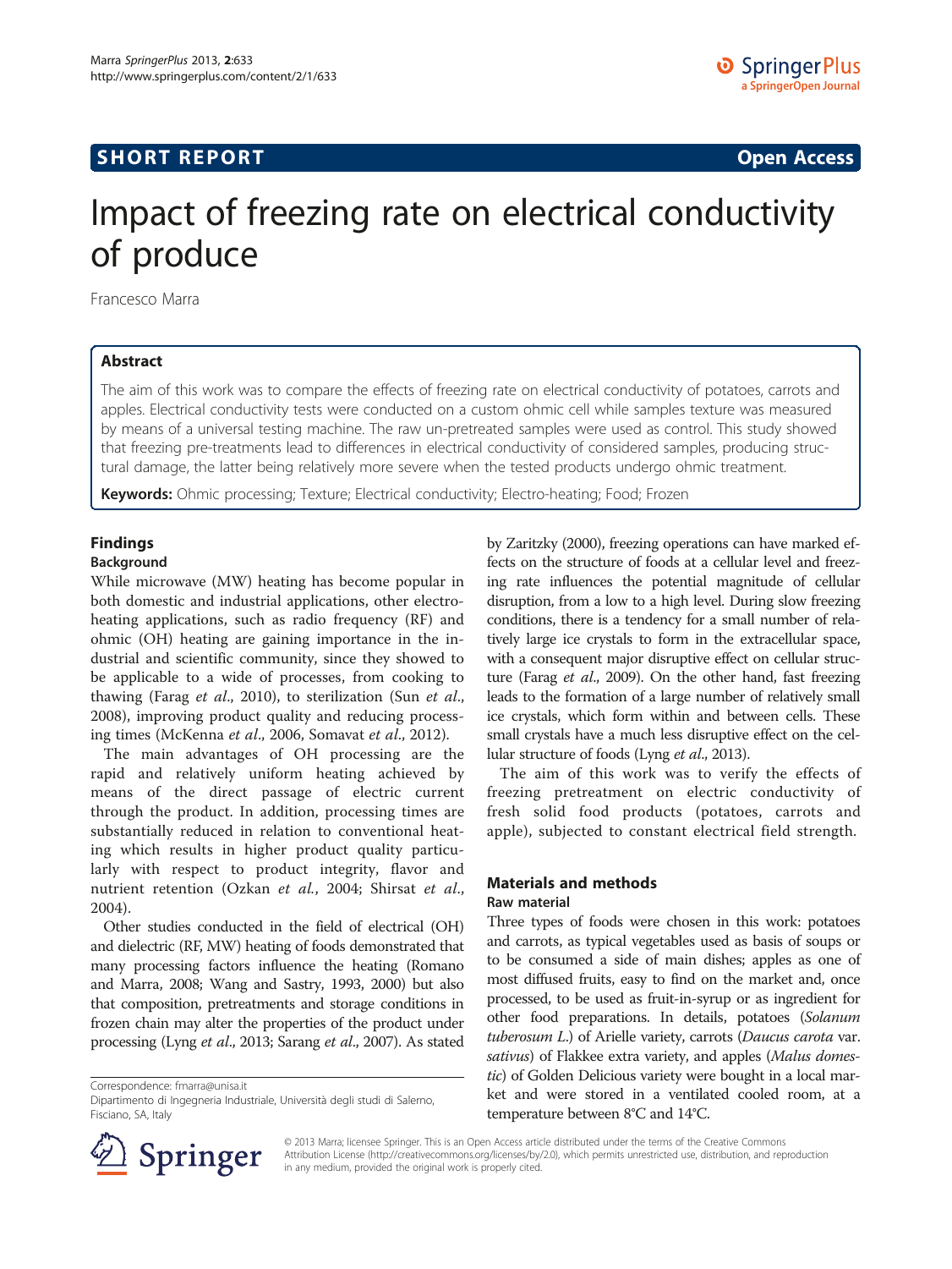**SHORT REPORT** **Open Access**

# Impact of freezing rate on electrical conductivity of produce

Francesco Marra

## Abstract

The aim of this work was to compare the effects of freezing rate on electrical conductivity of potatoes, carrots and apples. Electrical conductivity tests were conducted on a custom ohmic cell while samples texture was measured by means of a universal testing machine. The raw un-pretreated samples were used as control. This study showed that freezing pre-treatments lead to differences in electrical conductivity of considered samples, producing structural damage, the latter being relatively more severe when the tested products undergo ohmic treatment.

**Keywords:** Ohmic processing; Texture; Electrical conductivity; Electro-heating; Food; Frozen

## Findings

### Background

While microwave (MW) heating has become popular in both domestic and industrial applications, other electro-heating applications, such as radio frequency (RF) and ohmic (OH) heating are gaining importance in the industrial and scientific community, since they showed to be applicable to a wide of processes, from cooking to thawing (Farag *et al*., 2010), to sterilization (Sun *et al*., 2008), improving product quality and reducing processing times (McKenna *et al*., 2006, Somavat *et al*., 2012).

The main advantages of OH processing are the rapid and relatively uniform heating achieved by means of the direct passage of electric current through the product. In addition, processing times are substantially reduced in relation to conventional heating which results in higher product quality particularly with respect to product integrity, flavor and nutrient retention (Ozkan *et al.*, 2004; Shirsat *et al*., 2004).

Other studies conducted in the field of electrical (OH) and dielectric (RF, MW) heating of foods demonstrated that many processing factors influence the heating (Romano and Marra, 2008; Wang and Sastry, 1993, 2000) but also that composition, pretreatments and storage conditions in frozen chain may alter the properties of the product under processing (Lyng *et al*., 2013; Sarang *et al*., 2007). As stated by Zaritzky (2000), freezing operations can have marked effects on the structure of foods at a cellular level and freezing rate influences the potential magnitude of cellular disruption, from a low to a high level. During slow freezing conditions, there is a tendency for a small number of relatively large ice crystals to form in the extracellular space, with a consequent major disruptive effect on cellular structure (Farag *et al*., 2009). On the other hand, fast freezing leads to the formation of a large number of relatively small ice crystals, which form within and between cells. These small crystals have a much less disruptive effect on the cellular structure of foods (Lyng *et al*., 2013).

The aim of this work was to verify the effects of freezing pretreatment on electric conductivity of fresh solid food products (potatoes, carrots and apple), subjected to constant electrical field strength.

## Materials and methods

### Raw material

Three types of foods were chosen in this work: potatoes and carrots, as typical vegetables used as basis of soups or to be consumed a side of main dishes; apples as one of most diffused fruits, easy to find on the market and, once processed, to be used as fruit-in-syrup or as ingredient for other food preparations. In details, potatoes (*Solanum tuberosum L.*) of Arielle variety, carrots (*Daucus carota* var. *sativus*) of Flakkee extra variety, and apples (*Malus domestic*) of Golden Delicious variety were bought in a local market and were stored in a ventilated cooled room, at a temperature between 8°C and 14°C.

Correspondence: fmarra@unisa.it
Dipartimento di Ingegneria Industriale, Università degli studi di Salerno, Fisciano, SA, Italy

© 2013 Marra; licensee Springer. This is an Open Access article distributed under the terms of the Creative Commons Attribution License (http://creativecommons.org/licenses/by/2.0), which permits unrestricted use, distribution, and reproduction in any medium, provided the original work is properly cited.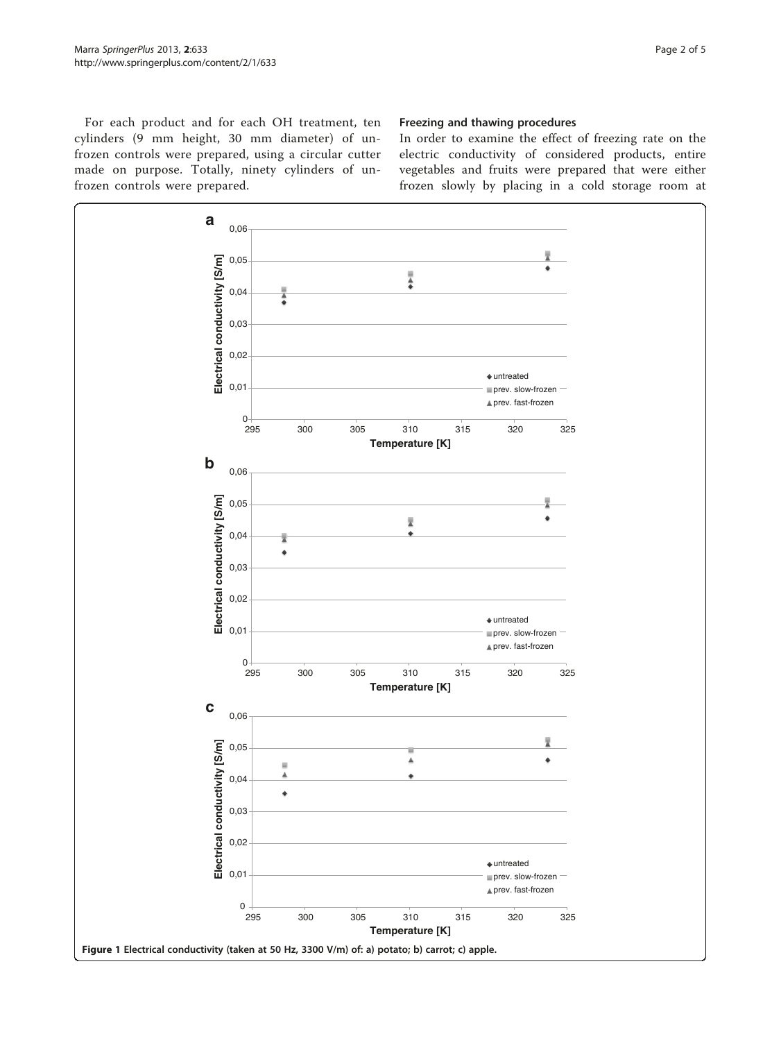For each product and for each OH treatment, ten cylinders (9 mm height, 30 mm diameter) of unfrozen controls were prepared, using a circular cutter made on purpose. Totally, ninety cylinders of unfrozen controls were prepared.

### Freezing and thawing procedures

In order to examine the effect of freezing rate on the electric conductivity of considered products, entire vegetables and fruits were prepared that were either frozen slowly by placing in a cold storage room at

**Figure 1 Electrical conductivity (taken at 50 Hz, 3300 V/m) of: a) potato; b) carrot; c) apple.**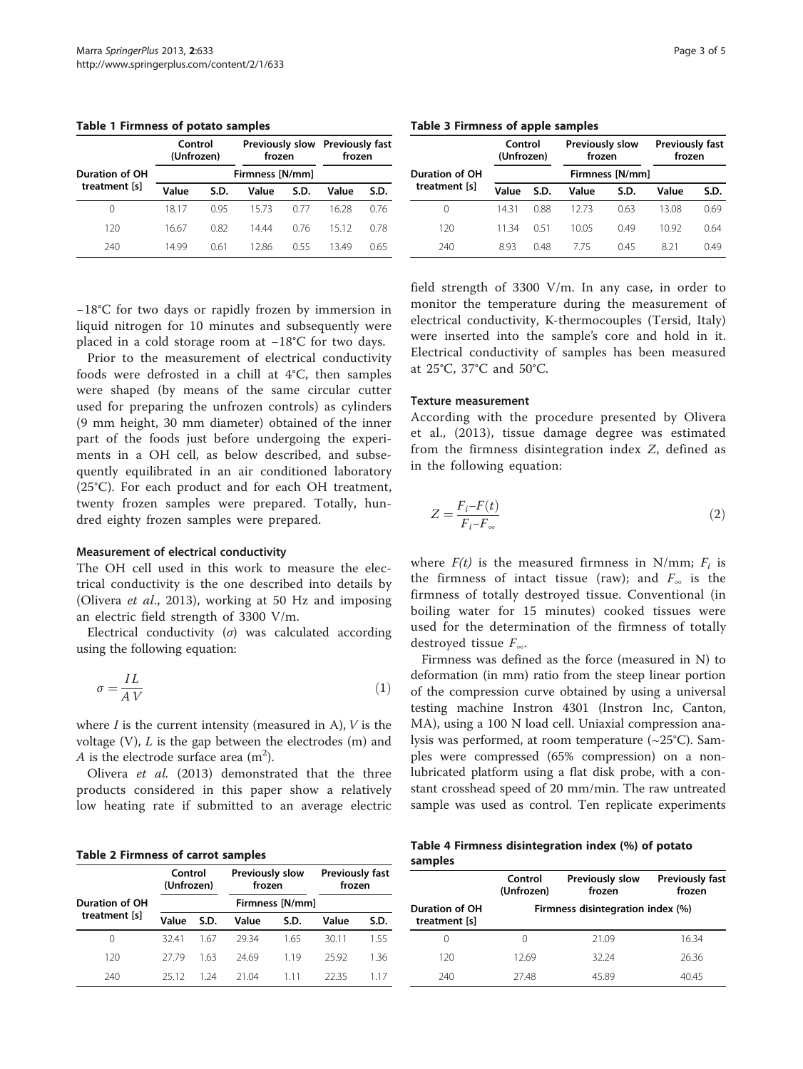**Table 1 Firmness of potato samples**

| Duration of OH treatment [s] | Control (Unfrozen) | | Previously slow frozen | | Previously fast frozen | |
|---|---|---|---|---|---|---|
| | Firmness [N/mm] | | | | | |
| | Value | S.D. | Value | S.D. | Value | S.D. |
| 0 | 18.17 | 0.95 | 15.73 | 0.77 | 16.28 | 0.76 |
| 120 | 16.67 | 0.82 | 14.44 | 0.76 | 15.12 | 0.78 |
| 240 | 14.99 | 0.61 | 12.86 | 0.55 | 13.49 | 0.65 |

−18°C for two days or rapidly frozen by immersion in liquid nitrogen for 10 minutes and subsequently were placed in a cold storage room at −18°C for two days.

Prior to the measurement of electrical conductivity foods were defrosted in a chill at 4°C, then samples were shaped (by means of the same circular cutter used for preparing the unfrozen controls) as cylinders (9 mm height, 30 mm diameter) obtained of the inner part of the foods just before undergoing the experiments in a OH cell, as below described, and subsequently equilibrated in an air conditioned laboratory (25°C). For each product and for each OH treatment, twenty frozen samples were prepared. Totally, hundred eighty frozen samples were prepared.

#### Measurement of electrical conductivity

The OH cell used in this work to measure the electrical conductivity is the one described into details by (Olivera *et al.*, 2013), working at 50 Hz and imposing an electric field strength of 3300 V/m.

Electrical conductivity ($\sigma$) was calculated according using the following equation:

$$\sigma = \frac{I\,L}{A\,V} \tag{1}$$

where $I$ is the current intensity (measured in A), $V$ is the voltage (V), $L$ is the gap between the electrodes (m) and $A$ is the electrode surface area (m$^2$).

Olivera *et al.* (2013) demonstrated that the three products considered in this paper show a relatively low heating rate if submitted to an average electric

**Table 2 Firmness of carrot samples**

| Duration of OH treatment [s] | Control (Unfrozen) | | Previously slow frozen | | Previously fast frozen | |
|---|---|---|---|---|---|---|
| | Firmness [N/mm] | | | | | |
| | Value | S.D. | Value | S.D. | Value | S.D. |
| 0 | 32.41 | 1.67 | 29.34 | 1.65 | 30.11 | 1.55 |
| 120 | 27.79 | 1.63 | 24.69 | 1.19 | 25.92 | 1.36 |
| 240 | 25.12 | 1.24 | 21.04 | 1.11 | 22.35 | 1.17 |

**Table 3 Firmness of apple samples**

| Duration of OH treatment [s] | Control (Unfrozen) | | Previously slow frozen | | Previously fast frozen | |
|---|---|---|---|---|---|---|
| | Firmness [N/mm] | | | | | |
| | Value | S.D. | Value | S.D. | Value | S.D. |
| 0 | 14.31 | 0.88 | 12.73 | 0.63 | 13.08 | 0.69 |
| 120 | 11.34 | 0.51 | 10.05 | 0.49 | 10.92 | 0.64 |
| 240 | 8.93 | 0.48 | 7.75 | 0.45 | 8.21 | 0.49 |

field strength of 3300 V/m. In any case, in order to monitor the temperature during the measurement of electrical conductivity, K-thermocouples (Tersid, Italy) were inserted into the sample's core and hold in it. Electrical conductivity of samples has been measured at 25°C, 37°C and 50°C.

#### Texture measurement

According with the procedure presented by Olivera et al., (2013), tissue damage degree was estimated from the firmness disintegration index $Z$, defined as in the following equation:

$$Z = \frac{F_i - F(t)}{F_i - F_\infty} \tag{2}$$

where $F(t)$ is the measured firmness in N/mm; $F_i$ is the firmness of intact tissue (raw); and $F_\infty$ is the firmness of totally destroyed tissue. Conventional (in boiling water for 15 minutes) cooked tissues were used for the determination of the firmness of totally destroyed tissue $F_\infty$.

Firmness was defined as the force (measured in N) to deformation (in mm) ratio from the steep linear portion of the compression curve obtained by using a universal testing machine Instron 4301 (Instron Inc, Canton, MA), using a 100 N load cell. Uniaxial compression analysis was performed, at room temperature (~25°C). Samples were compressed (65% compression) on a non-lubricated platform using a flat disk probe, with a constant crosshead speed of 20 mm/min. The raw untreated sample was used as control. Ten replicate experiments

**Table 4 Firmness disintegration index (%) of potato samples**

| Duration of OH treatment [s] | Control (Unfrozen) | Previously slow frozen | Previously fast frozen |
|---|---|---|---|
| | Firmness disintegration index (%) | | |
| 0 | 0 | 21.09 | 16.34 |
| 120 | 12.69 | 32.24 | 26.36 |
| 240 | 27.48 | 45.89 | 40.45 |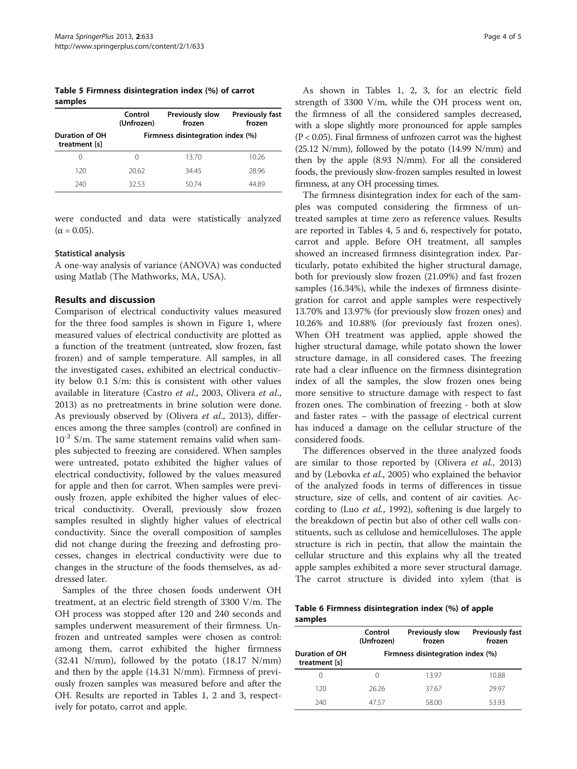**Table 5 Firmness disintegration index (%) of carrot samples**

| | Control (Unfrozen) | Previously slow frozen | Previously fast frozen |
|---|---|---|---|
| Duration of OH treatment [s] | Firmness disintegration index (%) | | |
| 0 | 0 | 13.70 | 10.26 |
| 120 | 20.62 | 34.45 | 28.96 |
| 240 | 32.53 | 50.74 | 44.89 |

were conducted and data were statistically analyzed ($\alpha = 0.05$).

### Statistical analysis

A one-way analysis of variance (ANOVA) was conducted using Matlab (The Mathworks, MA, USA).

## Results and discussion

Comparison of electrical conductivity values measured for the three food samples is shown in Figure 1, where measured values of electrical conductivity are plotted as a function of the treatment (untreated, slow frozen, fast frozen) and of sample temperature. All samples, in all the investigated cases, exhibited an electrical conductivity below 0.1 S/m: this is consistent with other values available in literature (Castro *et al*., 2003, Olivera *et al*., 2013) as no pretreatments in brine solution were done. As previously observed by (Olivera *et al*., 2013), differences among the three samples (control) are confined in $10^{-2}$ S/m. The same statement remains valid when samples subjected to freezing are considered. When samples were untreated, potato exhibited the higher values of electrical conductivity, followed by the values measured for apple and then for carrot. When samples were previously frozen, apple exhibited the higher values of electrical conductivity. Overall, previously slow frozen samples resulted in slightly higher values of electrical conductivity. Since the overall composition of samples did not change during the freezing and defrosting processes, changes in electrical conductivity were due to changes in the structure of the foods themselves, as addressed later.

Samples of the three chosen foods underwent OH treatment, at an electric field strength of 3300 V/m. The OH process was stopped after 120 and 240 seconds and samples underwent measurement of their firmness. Unfrozen and untreated samples were chosen as control: among them, carrot exhibited the higher firmness (32.41 N/mm), followed by the potato (18.17 N/mm) and then by the apple (14.31 N/mm). Firmness of previously frozen samples was measured before and after the OH. Results are reported in Tables 1, 2 and 3, respectively for potato, carrot and apple.

As shown in Tables 1, 2, 3, for an electric field strength of 3300 V/m, while the OH process went on, the firmness of all the considered samples decreased, with a slope slightly more pronounced for apple samples ($P < 0.05$). Final firmness of unfrozen carrot was the highest (25.12 N/mm), followed by the potato (14.99 N/mm) and then by the apple (8.93 N/mm). For all the considered foods, the previously slow-frozen samples resulted in lowest firmness, at any OH processing times.

The firmness disintegration index for each of the samples was computed considering the firmness of untreated samples at time zero as reference values. Results are reported in Tables 4, 5 and 6, respectively for potato, carrot and apple. Before OH treatment, all samples showed an increased firmness disintegration index. Particularly, potato exhibited the higher structural damage, both for previously slow frozen (21.09%) and fast frozen samples (16.34%), while the indexes of firmness disintegration for carrot and apple samples were respectively 13.70% and 13.97% (for previously slow frozen ones) and 10.26% and 10.88% (for previously fast frozen ones). When OH treatment was applied, apple showed the higher structural damage, while potato shown the lower structure damage, in all considered cases. The freezing rate had a clear influence on the firmness disintegration index of all the samples, the slow frozen ones being more sensitive to structure damage with respect to fast frozen ones. The combination of freezing - both at slow and faster rates – with the passage of electrical current has induced a damage on the cellular structure of the considered foods.

The differences observed in the three analyzed foods are similar to those reported by (Olivera *et al.*, 2013) and by (Lebovka *et al*., 2005) who explained the behavior of the analyzed foods in terms of differences in tissue structure, size of cells, and content of air cavities. According to (Luo *et al.*, 1992), softening is due largely to the breakdown of pectin but also of other cell walls constituents, such as cellulose and hemicelluloses. The apple structure is rich in pectin, that allow the maintain the cellular structure and this explains why all the treated apple samples exhibited a more sever structural damage. The carrot structure is divided into xylem (that is

**Table 6 Firmness disintegration index (%) of apple samples**

| | Control (Unfrozen) | Previously slow frozen | Previously fast frozen |
|---|---|---|---|
| Duration of OH treatment [s] | Firmness disintegration index (%) | | |
| 0 | 0 | 13.97 | 10.88 |
| 120 | 26.26 | 37.67 | 29.97 |
| 240 | 47.57 | 58.00 | 53.93 |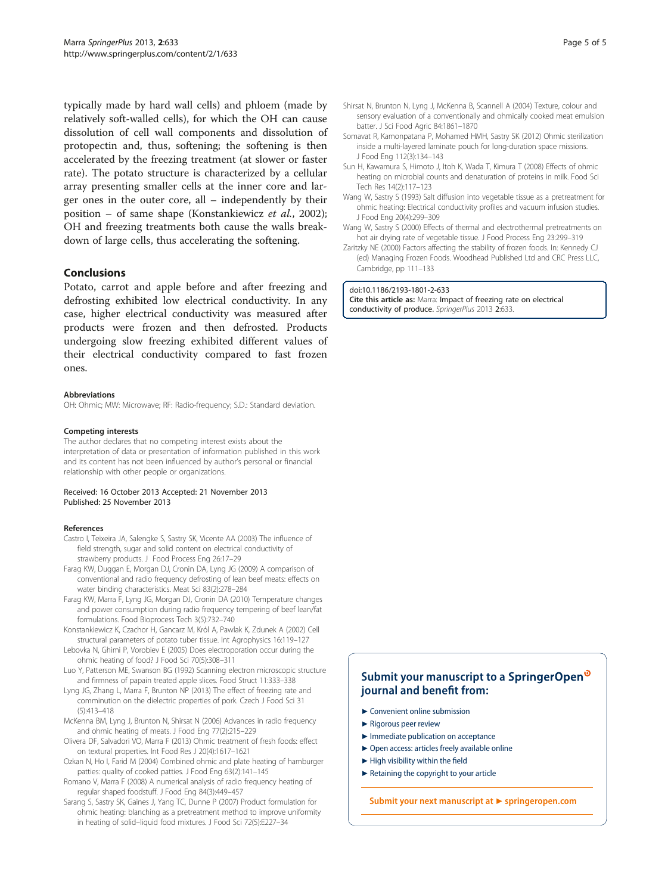typically made by hard wall cells) and phloem (made by relatively soft-walled cells), for which the OH can cause dissolution of cell wall components and dissolution of protopectin and, thus, softening; the softening is then accelerated by the freezing treatment (at slower or faster rate). The potato structure is characterized by a cellular array presenting smaller cells at the inner core and larger ones in the outer core, all – independently by their position – of same shape (Konstankiewicz *et al.*, 2002); OH and freezing treatments both cause the walls breakdown of large cells, thus accelerating the softening.

## Conclusions

Potato, carrot and apple before and after freezing and defrosting exhibited low electrical conductivity. In any case, higher electrical conductivity was measured after products were frozen and then defrosted. Products undergoing slow freezing exhibited different values of their electrical conductivity compared to fast frozen ones.

#### Abbreviations

OH: Ohmic; MW: Microwave; RF: Radio-frequency; S.D.: Standard deviation.

#### Competing interests

The author declares that no competing interest exists about the interpretation of data or presentation of information published in this work and its content has not been influenced by author's personal or financial relationship with other people or organizations.

Received: 16 October 2013 Accepted: 21 November 2013
Published: 25 November 2013

#### References

Castro I, Teixeira JA, Salengke S, Sastry SK, Vicente AA (2003) The influence of field strength, sugar and solid content on electrical conductivity of strawberry products. J Food Process Eng 26:17–29

Farag KW, Duggan E, Morgan DJ, Cronin DA, Lyng JG (2009) A comparison of conventional and radio frequency defrosting of lean beef meats: effects on water binding characteristics. Meat Sci 83(2):278–284

Farag KW, Marra F, Lyng JG, Morgan DJ, Cronin DA (2010) Temperature changes and power consumption during radio frequency tempering of beef lean/fat formulations. Food Bioprocess Tech 3(5):732–740

Konstankiewicz K, Czachor H, Gancarz M, Król A, Pawlak K, Zdunek A (2002) Cell structural parameters of potato tuber tissue. Int Agrophysics 16:119–127

Lebovka N, Ghimi P, Vorobiev E (2005) Does electroporation occur during the ohmic heating of food? J Food Sci 70(5):308–311

Luo Y, Patterson ME, Swanson BG (1992) Scanning electron microscopic structure and firmness of papain treated apple slices. Food Struct 11:333–338

Lyng JG, Zhang L, Marra F, Brunton NP (2013) The effect of freezing rate and comminution on the dielectric properties of pork. Czech J Food Sci 31 (5):413–418

McKenna BM, Lyng J, Brunton N, Shirsat N (2006) Advances in radio frequency and ohmic heating of meats. J Food Eng 77(2):215–229

Olivera DF, Salvadori VO, Marra F (2013) Ohmic treatment of fresh foods: effect on textural properties. Int Food Res J 20(4):1617–1621

Ozkan N, Ho I, Farid M (2004) Combined ohmic and plate heating of hamburger patties: quality of cooked patties. J Food Eng 63(2):141–145

Romano V, Marra F (2008) A numerical analysis of radio frequency heating of regular shaped foodstuff. J Food Eng 84(3):449–457

Sarang S, Sastry SK, Gaines J, Yang TC, Dunne P (2007) Product formulation for ohmic heating: blanching as a pretreatment method to improve uniformity in heating of solid–liquid food mixtures. J Food Sci 72(5):E227–34

Shirsat N, Brunton N, Lyng J, McKenna B, Scannell A (2004) Texture, colour and sensory evaluation of a conventionally and ohmically cooked meat emulsion batter. J Sci Food Agric 84:1861–1870

Somavat R, Kamonpatana P, Mohamed HMH, Sastry SK (2012) Ohmic sterilization inside a multi-layered laminate pouch for long-duration space missions. J Food Eng 112(3):134–143

Sun H, Kawamura S, Himoto J, Itoh K, Wada T, Kimura T (2008) Effects of ohmic heating on microbial counts and denaturation of proteins in milk. Food Sci Tech Res 14(2):117–123

Wang W, Sastry S (1993) Salt diffusion into vegetable tissue as a pretreatment for ohmic heating: Electrical conductivity profiles and vacuum infusion studies. J Food Eng 20(4):299–309

Wang W, Sastry S (2000) Effects of thermal and electrothermal pretreatments on hot air drying rate of vegetable tissue. J Food Process Eng 23:299–319

Zaritzky NE (2000) Factors affecting the stability of frozen foods. In: Kennedy CJ (ed) Managing Frozen Foods. Woodhead Published Ltd and CRC Press LLC, Cambridge, pp 111–133

doi:10.1186/2193-1801-2-633
**Cite this article as:** Marra: Impact of freezing rate on electrical conductivity of produce. *SpringerPlus* 2013 **2**:633.

**Submit your manuscript to a SpringerOpen journal and benefit from:**

- ► Convenient online submission
- ► Rigorous peer review
- ► Immediate publication on acceptance
- ► Open access: articles freely available online
- ► High visibility within the field
- ► Retaining the copyright to your article

**Submit your next manuscript at ► springeropen.com**